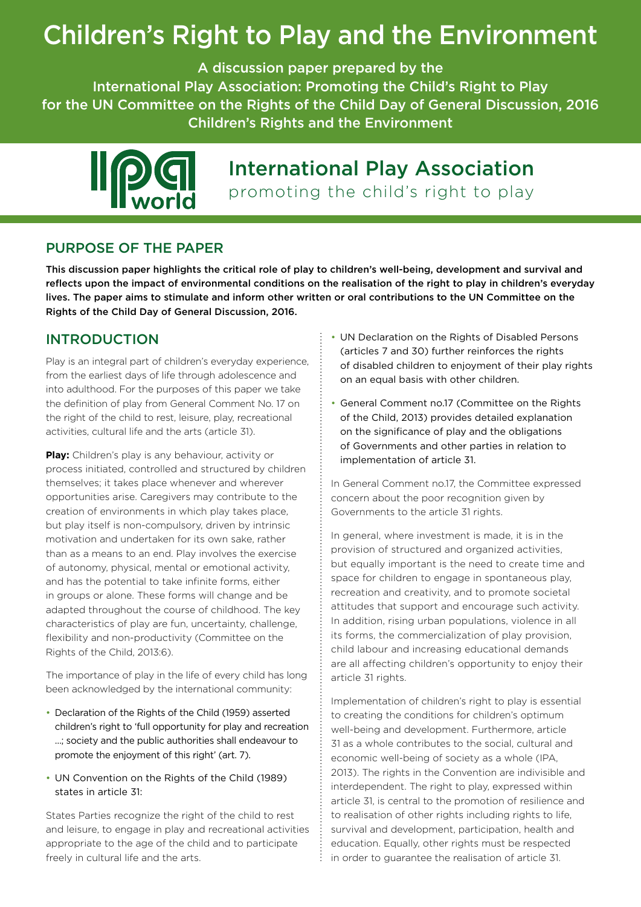# Children's Right to Play and the Environment

A discussion paper prepared by the
International Play Association: Promoting the Child's Right to Play
for the UN Committee on the Rights of the Child Day of General Discussion, 2016
Children's Rights and the Environment

International Play Association
promoting the child's right to play

## PURPOSE OF THE PAPER

**This discussion paper highlights the critical role of play to children's well-being, development and survival and reflects upon the impact of environmental conditions on the realisation of the right to play in children's everyday lives. The paper aims to stimulate and inform other written or oral contributions to the UN Committee on the Rights of the Child Day of General Discussion, 2016.**

## INTRODUCTION

Play is an integral part of children's everyday experience, from the earliest days of life through adolescence and into adulthood. For the purposes of this paper we take the definition of play from General Comment No. 17 on the right of the child to rest, leisure, play, recreational activities, cultural life and the arts (article 31).

**Play:** Children's play is any behaviour, activity or process initiated, controlled and structured by children themselves; it takes place whenever and wherever opportunities arise. Caregivers may contribute to the creation of environments in which play takes place, but play itself is non-compulsory, driven by intrinsic motivation and undertaken for its own sake, rather than as a means to an end. Play involves the exercise of autonomy, physical, mental or emotional activity, and has the potential to take infinite forms, either in groups or alone. These forms will change and be adapted throughout the course of childhood. The key characteristics of play are fun, uncertainty, challenge, flexibility and non-productivity (Committee on the Rights of the Child, 2013:6).

The importance of play in the life of every child has long been acknowledged by the international community:

- Declaration of the Rights of the Child (1959) asserted children's right to 'full opportunity for play and recreation ...; society and the public authorities shall endeavour to promote the enjoyment of this right' (art. 7).
- UN Convention on the Rights of the Child (1989) states in article 31:

States Parties recognize the right of the child to rest and leisure, to engage in play and recreational activities appropriate to the age of the child and to participate freely in cultural life and the arts.

- UN Declaration on the Rights of Disabled Persons (articles 7 and 30) further reinforces the rights of disabled children to enjoyment of their play rights on an equal basis with other children.
- General Comment no.17 (Committee on the Rights of the Child, 2013) provides detailed explanation on the significance of play and the obligations of Governments and other parties in relation to implementation of article 31.

In General Comment no.17, the Committee expressed concern about the poor recognition given by Governments to the article 31 rights.

In general, where investment is made, it is in the provision of structured and organized activities, but equally important is the need to create time and space for children to engage in spontaneous play, recreation and creativity, and to promote societal attitudes that support and encourage such activity. In addition, rising urban populations, violence in all its forms, the commercialization of play provision, child labour and increasing educational demands are all affecting children's opportunity to enjoy their article 31 rights.

Implementation of children's right to play is essential to creating the conditions for children's optimum well-being and development. Furthermore, article 31 as a whole contributes to the social, cultural and economic well-being of society as a whole (IPA, 2013). The rights in the Convention are indivisible and interdependent. The right to play, expressed within article 31, is central to the promotion of resilience and to realisation of other rights including rights to life, survival and development, participation, health and education. Equally, other rights must be respected in order to guarantee the realisation of article 31.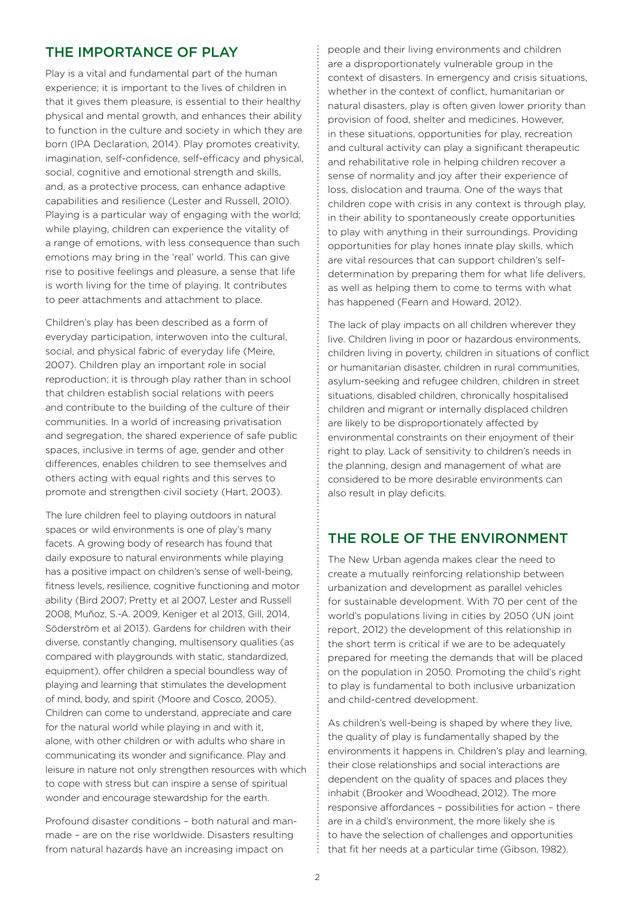## THE IMPORTANCE OF PLAY

Play is a vital and fundamental part of the human experience; it is important to the lives of children in that it gives them pleasure, is essential to their healthy physical and mental growth, and enhances their ability to function in the culture and society in which they are born (IPA Declaration, 2014). Play promotes creativity, imagination, self-confidence, self-efficacy and physical, social, cognitive and emotional strength and skills, and, as a protective process, can enhance adaptive capabilities and resilience (Lester and Russell, 2010). Playing is a particular way of engaging with the world; while playing, children can experience the vitality of a range of emotions, with less consequence than such emotions may bring in the 'real' world. This can give rise to positive feelings and pleasure, a sense that life is worth living for the time of playing. It contributes to peer attachments and attachment to place.

Children's play has been described as a form of everyday participation, interwoven into the cultural, social, and physical fabric of everyday life (Meire, 2007). Children play an important role in social reproduction; it is through play rather than in school that children establish social relations with peers and contribute to the building of the culture of their communities. In a world of increasing privatisation and segregation, the shared experience of safe public spaces, inclusive in terms of age, gender and other differences, enables children to see themselves and others acting with equal rights and this serves to promote and strengthen civil society (Hart, 2003).

The lure children feel to playing outdoors in natural spaces or wild environments is one of play's many facets. A growing body of research has found that daily exposure to natural environments while playing has a positive impact on children's sense of well-being, fitness levels, resilience, cognitive functioning and motor ability (Bird 2007; Pretty et al 2007, Lester and Russell 2008, Muñoz, S.-A. 2009, Keniger et al 2013, Gill, 2014, Söderström et al 2013). Gardens for children with their diverse, constantly changing, multisensory qualities (as compared with playgrounds with static, standardized, equipment), offer children a special boundless way of playing and learning that stimulates the development of mind, body, and spirit (Moore and Cosco, 2005). Children can come to understand, appreciate and care for the natural world while playing in and with it, alone, with other children or with adults who share in communicating its wonder and significance. Play and leisure in nature not only strengthen resources with which to cope with stress but can inspire a sense of spiritual wonder and encourage stewardship for the earth.

Profound disaster conditions – both natural and man-made – are on the rise worldwide. Disasters resulting from natural hazards have an increasing impact on people and their living environments and children are a disproportionately vulnerable group in the context of disasters. In emergency and crisis situations, whether in the context of conflict, humanitarian or natural disasters, play is often given lower priority than provision of food, shelter and medicines. However, in these situations, opportunities for play, recreation and cultural activity can play a significant therapeutic and rehabilitative role in helping children recover a sense of normality and joy after their experience of loss, dislocation and trauma. One of the ways that children cope with crisis in any context is through play, in their ability to spontaneously create opportunities to play with anything in their surroundings. Providing opportunities for play hones innate play skills, which are vital resources that can support children's self-determination by preparing them for what life delivers, as well as helping them to come to terms with what has happened (Fearn and Howard, 2012).

The lack of play impacts on all children wherever they live. Children living in poor or hazardous environments, children living in poverty, children in situations of conflict or humanitarian disaster, children in rural communities, asylum-seeking and refugee children, children in street situations, disabled children, chronically hospitalised children and migrant or internally displaced children are likely to be disproportionately affected by environmental constraints on their enjoyment of their right to play. Lack of sensitivity to children's needs in the planning, design and management of what are considered to be more desirable environments can also result in play deficits.

## THE ROLE OF THE ENVIRONMENT

The New Urban agenda makes clear the need to create a mutually reinforcing relationship between urbanization and development as parallel vehicles for sustainable development. With 70 per cent of the world's populations living in cities by 2050 (UN joint report, 2012) the development of this relationship in the short term is critical if we are to be adequately prepared for meeting the demands that will be placed on the population in 2050. Promoting the child's right to play is fundamental to both inclusive urbanization and child-centred development.

As children's well-being is shaped by where they live, the quality of play is fundamentally shaped by the environments it happens in. Children's play and learning, their close relationships and social interactions are dependent on the quality of spaces and places they inhabit (Brooker and Woodhead, 2012). The more responsive affordances – possibilities for action – there are in a child's environment, the more likely she is to have the selection of challenges and opportunities that fit her needs at a particular time (Gibson, 1982).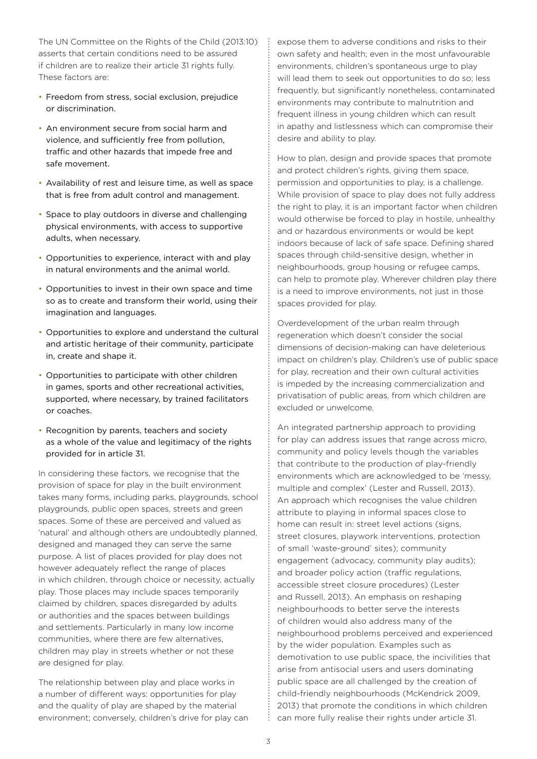The UN Committee on the Rights of the Child (2013:10) asserts that certain conditions need to be assured if children are to realize their article 31 rights fully. These factors are:

- Freedom from stress, social exclusion, prejudice or discrimination.
- An environment secure from social harm and violence, and sufficiently free from pollution, traffic and other hazards that impede free and safe movement.
- Availability of rest and leisure time, as well as space that is free from adult control and management.
- Space to play outdoors in diverse and challenging physical environments, with access to supportive adults, when necessary.
- Opportunities to experience, interact with and play in natural environments and the animal world.
- Opportunities to invest in their own space and time so as to create and transform their world, using their imagination and languages.
- Opportunities to explore and understand the cultural and artistic heritage of their community, participate in, create and shape it.
- Opportunities to participate with other children in games, sports and other recreational activities, supported, where necessary, by trained facilitators or coaches.
- Recognition by parents, teachers and society as a whole of the value and legitimacy of the rights provided for in article 31.

In considering these factors, we recognise that the provision of space for play in the built environment takes many forms, including parks, playgrounds, school playgrounds, public open spaces, streets and green spaces. Some of these are perceived and valued as 'natural' and although others are undoubtedly planned, designed and managed they can serve the same purpose. A list of places provided for play does not however adequately reflect the range of places in which children, through choice or necessity, actually play. Those places may include spaces temporarily claimed by children, spaces disregarded by adults or authorities and the spaces between buildings and settlements. Particularly in many low income communities, where there are few alternatives, children may play in streets whether or not these are designed for play.

The relationship between play and place works in a number of different ways: opportunities for play and the quality of play are shaped by the material environment; conversely, children's drive for play can expose them to adverse conditions and risks to their own safety and health; even in the most unfavourable environments, children's spontaneous urge to play will lead them to seek out opportunities to do so; less frequently, but significantly nonetheless, contaminated environments may contribute to malnutrition and frequent illness in young children which can result in apathy and listlessness which can compromise their desire and ability to play.

How to plan, design and provide spaces that promote and protect children's rights, giving them space, permission and opportunities to play, is a challenge. While provision of space to play does not fully address the right to play, it is an important factor when children would otherwise be forced to play in hostile, unhealthy and or hazardous environments or would be kept indoors because of lack of safe space. Defining shared spaces through child-sensitive design, whether in neighbourhoods, group housing or refugee camps, can help to promote play. Wherever children play there is a need to improve environments, not just in those spaces provided for play.

Overdevelopment of the urban realm through regeneration which doesn't consider the social dimensions of decision-making can have deleterious impact on children's play. Children's use of public space for play, recreation and their own cultural activities is impeded by the increasing commercialization and privatisation of public areas, from which children are excluded or unwelcome.

An integrated partnership approach to providing for play can address issues that range across micro, community and policy levels though the variables that contribute to the production of play-friendly environments which are acknowledged to be 'messy, multiple and complex' (Lester and Russell, 2013). An approach which recognises the value children attribute to playing in informal spaces close to home can result in: street level actions (signs, street closures, playwork interventions, protection of small 'waste-ground' sites); community engagement (advocacy, community play audits); and broader policy action (traffic regulations, accessible street closure procedures) (Lester and Russell, 2013). An emphasis on reshaping neighbourhoods to better serve the interests of children would also address many of the neighbourhood problems perceived and experienced by the wider population. Examples such as demotivation to use public space, the incivilities that arise from antisocial users and users dominating public space are all challenged by the creation of child-friendly neighbourhoods (McKendrick 2009, 2013) that promote the conditions in which children can more fully realise their rights under article 31.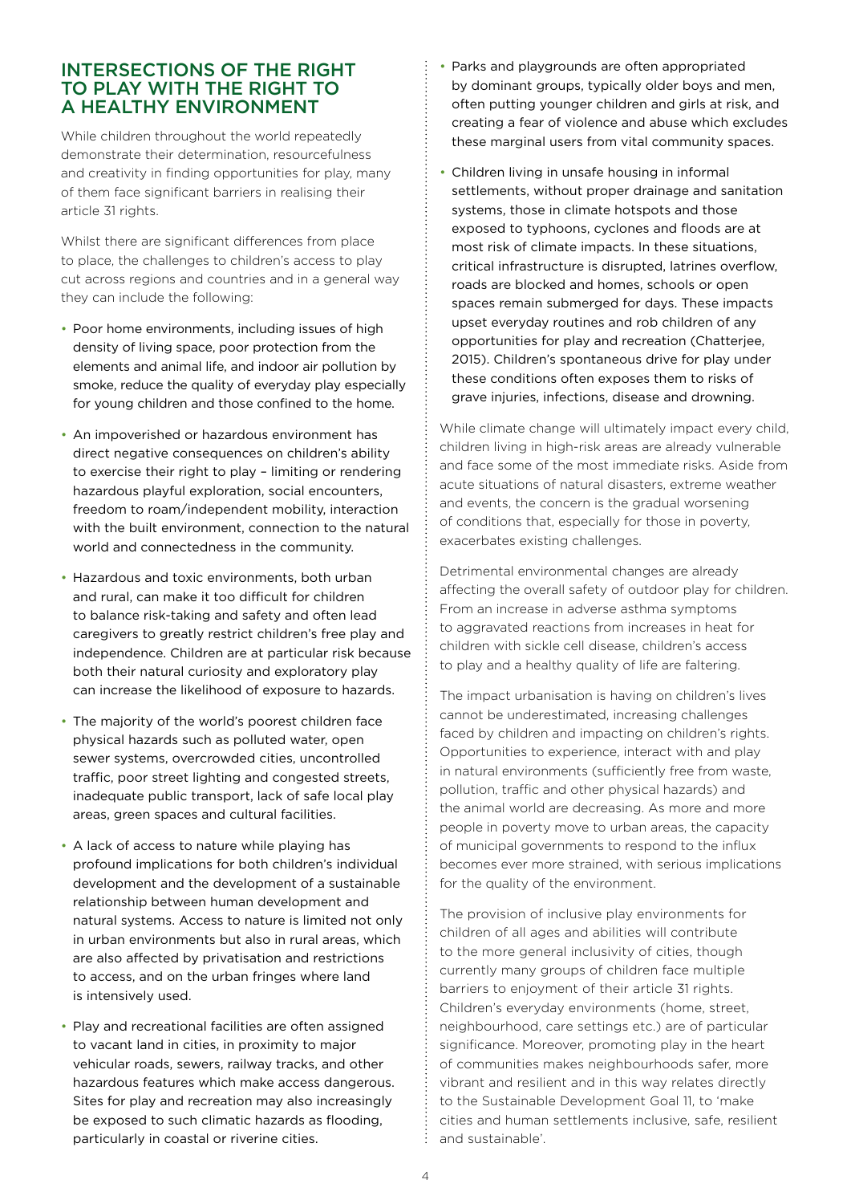## INTERSECTIONS OF THE RIGHT TO PLAY WITH THE RIGHT TO A HEALTHY ENVIRONMENT

While children throughout the world repeatedly demonstrate their determination, resourcefulness and creativity in finding opportunities for play, many of them face significant barriers in realising their article 31 rights.

Whilst there are significant differences from place to place, the challenges to children's access to play cut across regions and countries and in a general way they can include the following:

- Poor home environments, including issues of high density of living space, poor protection from the elements and animal life, and indoor air pollution by smoke, reduce the quality of everyday play especially for young children and those confined to the home.
- An impoverished or hazardous environment has direct negative consequences on children's ability to exercise their right to play – limiting or rendering hazardous playful exploration, social encounters, freedom to roam/independent mobility, interaction with the built environment, connection to the natural world and connectedness in the community.
- Hazardous and toxic environments, both urban and rural, can make it too difficult for children to balance risk-taking and safety and often lead caregivers to greatly restrict children's free play and independence. Children are at particular risk because both their natural curiosity and exploratory play can increase the likelihood of exposure to hazards.
- The majority of the world's poorest children face physical hazards such as polluted water, open sewer systems, overcrowded cities, uncontrolled traffic, poor street lighting and congested streets, inadequate public transport, lack of safe local play areas, green spaces and cultural facilities.
- A lack of access to nature while playing has profound implications for both children's individual development and the development of a sustainable relationship between human development and natural systems. Access to nature is limited not only in urban environments but also in rural areas, which are also affected by privatisation and restrictions to access, and on the urban fringes where land is intensively used.
- Play and recreational facilities are often assigned to vacant land in cities, in proximity to major vehicular roads, sewers, railway tracks, and other hazardous features which make access dangerous. Sites for play and recreation may also increasingly be exposed to such climatic hazards as flooding, particularly in coastal or riverine cities.
- Parks and playgrounds are often appropriated by dominant groups, typically older boys and men, often putting younger children and girls at risk, and creating a fear of violence and abuse which excludes these marginal users from vital community spaces.
- Children living in unsafe housing in informal settlements, without proper drainage and sanitation systems, those in climate hotspots and those exposed to typhoons, cyclones and floods are at most risk of climate impacts. In these situations, critical infrastructure is disrupted, latrines overflow, roads are blocked and homes, schools or open spaces remain submerged for days. These impacts upset everyday routines and rob children of any opportunities for play and recreation (Chatterjee, 2015). Children's spontaneous drive for play under these conditions often exposes them to risks of grave injuries, infections, disease and drowning.

While climate change will ultimately impact every child, children living in high-risk areas are already vulnerable and face some of the most immediate risks. Aside from acute situations of natural disasters, extreme weather and events, the concern is the gradual worsening of conditions that, especially for those in poverty, exacerbates existing challenges.

Detrimental environmental changes are already affecting the overall safety of outdoor play for children. From an increase in adverse asthma symptoms to aggravated reactions from increases in heat for children with sickle cell disease, children's access to play and a healthy quality of life are faltering.

The impact urbanisation is having on children's lives cannot be underestimated, increasing challenges faced by children and impacting on children's rights. Opportunities to experience, interact with and play in natural environments (sufficiently free from waste, pollution, traffic and other physical hazards) and the animal world are decreasing. As more and more people in poverty move to urban areas, the capacity of municipal governments to respond to the influx becomes ever more strained, with serious implications for the quality of the environment.

The provision of inclusive play environments for children of all ages and abilities will contribute to the more general inclusivity of cities, though currently many groups of children face multiple barriers to enjoyment of their article 31 rights. Children's everyday environments (home, street, neighbourhood, care settings etc.) are of particular significance. Moreover, promoting play in the heart of communities makes neighbourhoods safer, more vibrant and resilient and in this way relates directly to the Sustainable Development Goal 11, to 'make cities and human settlements inclusive, safe, resilient and sustainable'.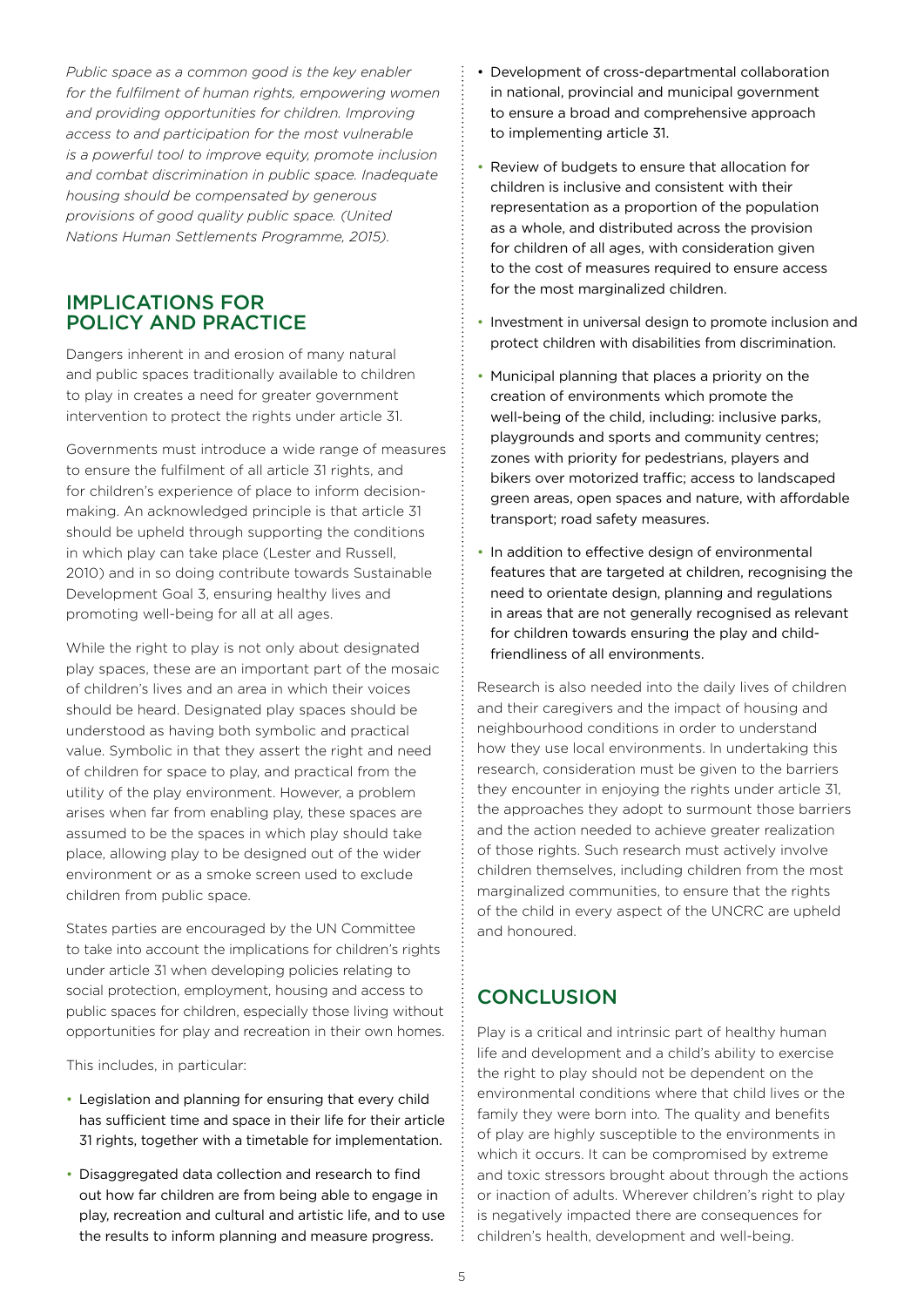*Public space as a common good is the key enabler for the fulfilment of human rights, empowering women and providing opportunities for children. Improving access to and participation for the most vulnerable is a powerful tool to improve equity, promote inclusion and combat discrimination in public space. Inadequate housing should be compensated by generous provisions of good quality public space. (United Nations Human Settlements Programme, 2015).*

## IMPLICATIONS FOR POLICY AND PRACTICE

Dangers inherent in and erosion of many natural and public spaces traditionally available to children to play in creates a need for greater government intervention to protect the rights under article 31.

Governments must introduce a wide range of measures to ensure the fulfilment of all article 31 rights, and for children's experience of place to inform decision-making. An acknowledged principle is that article 31 should be upheld through supporting the conditions in which play can take place (Lester and Russell, 2010) and in so doing contribute towards Sustainable Development Goal 3, ensuring healthy lives and promoting well-being for all at all ages.

While the right to play is not only about designated play spaces, these are an important part of the mosaic of children's lives and an area in which their voices should be heard. Designated play spaces should be understood as having both symbolic and practical value. Symbolic in that they assert the right and need of children for space to play, and practical from the utility of the play environment. However, a problem arises when far from enabling play, these spaces are assumed to be the spaces in which play should take place, allowing play to be designed out of the wider environment or as a smoke screen used to exclude children from public space.

States parties are encouraged by the UN Committee to take into account the implications for children's rights under article 31 when developing policies relating to social protection, employment, housing and access to public spaces for children, especially those living without opportunities for play and recreation in their own homes.

This includes, in particular:

- Legislation and planning for ensuring that every child has sufficient time and space in their life for their article 31 rights, together with a timetable for implementation.
- Disaggregated data collection and research to find out how far children are from being able to engage in play, recreation and cultural and artistic life, and to use the results to inform planning and measure progress.
- Development of cross-departmental collaboration in national, provincial and municipal government to ensure a broad and comprehensive approach to implementing article 31.
- Review of budgets to ensure that allocation for children is inclusive and consistent with their representation as a proportion of the population as a whole, and distributed across the provision for children of all ages, with consideration given to the cost of measures required to ensure access for the most marginalized children.
- Investment in universal design to promote inclusion and protect children with disabilities from discrimination.
- Municipal planning that places a priority on the creation of environments which promote the well-being of the child, including: inclusive parks, playgrounds and sports and community centres; zones with priority for pedestrians, players and bikers over motorized traffic; access to landscaped green areas, open spaces and nature, with affordable transport; road safety measures.
- In addition to effective design of environmental features that are targeted at children, recognising the need to orientate design, planning and regulations in areas that are not generally recognised as relevant for children towards ensuring the play and child-friendliness of all environments.

Research is also needed into the daily lives of children and their caregivers and the impact of housing and neighbourhood conditions in order to understand how they use local environments. In undertaking this research, consideration must be given to the barriers they encounter in enjoying the rights under article 31, the approaches they adopt to surmount those barriers and the action needed to achieve greater realization of those rights. Such research must actively involve children themselves, including children from the most marginalized communities, to ensure that the rights of the child in every aspect of the UNCRC are upheld and honoured.

## CONCLUSION

Play is a critical and intrinsic part of healthy human life and development and a child's ability to exercise the right to play should not be dependent on the environmental conditions where that child lives or the family they were born into. The quality and benefits of play are highly susceptible to the environments in which it occurs. It can be compromised by extreme and toxic stressors brought about through the actions or inaction of adults. Wherever children's right to play is negatively impacted there are consequences for children's health, development and well-being.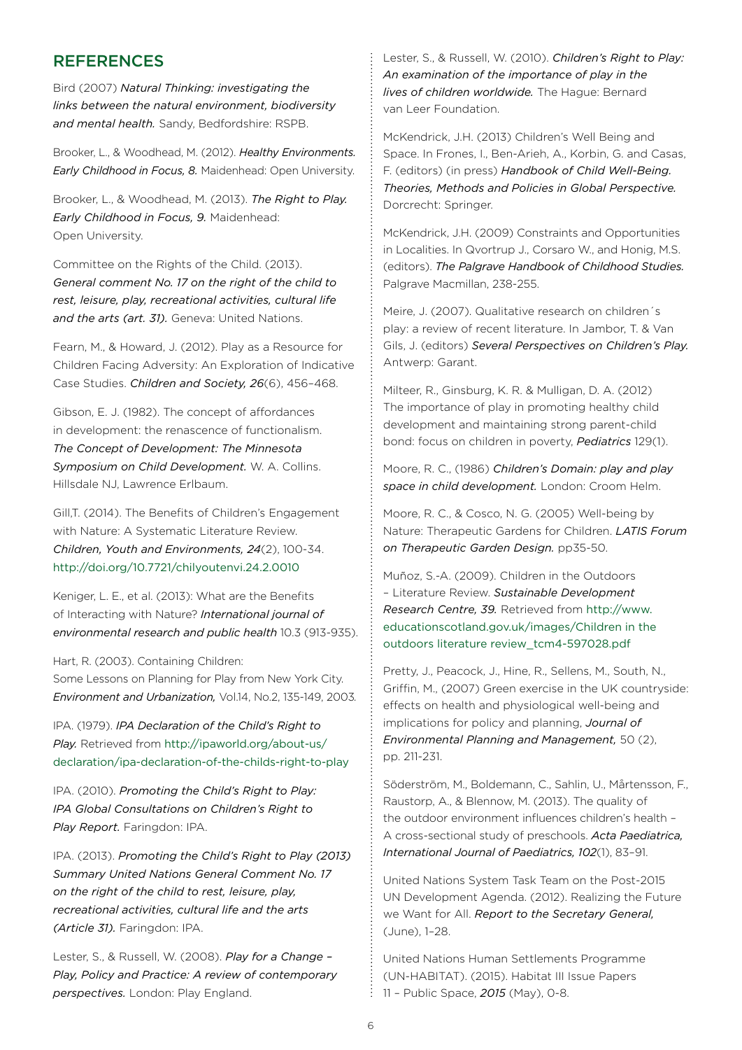## REFERENCES

Bird (2007) *Natural Thinking: investigating the links between the natural environment, biodiversity and mental health.* Sandy, Bedfordshire: RSPB.

Brooker, L., & Woodhead, M. (2012). *Healthy Environments. Early Childhood in Focus, 8.* Maidenhead: Open University.

Brooker, L., & Woodhead, M. (2013). *The Right to Play. Early Childhood in Focus, 9.* Maidenhead: Open University.

Committee on the Rights of the Child. (2013). *General comment No. 17 on the right of the child to rest, leisure, play, recreational activities, cultural life and the arts (art. 31).* Geneva: United Nations.

Fearn, M., & Howard, J. (2012). Play as a Resource for Children Facing Adversity: An Exploration of Indicative Case Studies. *Children and Society, 26*(6), 456–468.

Gibson, E. J. (1982). The concept of affordances in development: the renascence of functionalism. *The Concept of Development: The Minnesota Symposium on Child Development.* W. A. Collins. Hillsdale NJ, Lawrence Erlbaum.

Gill,T. (2014). The Benefits of Children's Engagement with Nature: A Systematic Literature Review. *Children, Youth and Environments, 24*(2), 100-34. http://doi.org/10.7721/chilyoutenvi.24.2.0010

Keniger, L. E., et al. (2013): What are the Benefits of Interacting with Nature? *International journal of environmental research and public health* 10.3 (913-935).

Hart, R. (2003). Containing Children: Some Lessons on Planning for Play from New York City. *Environment and Urbanization,* Vol.14, No.2, 135-149, 2003.

IPA. (1979). *IPA Declaration of the Child's Right to Play.* Retrieved from http://ipaworld.org/about-us/declaration/ipa-declaration-of-the-childs-right-to-play

IPA. (2010). *Promoting the Child's Right to Play: IPA Global Consultations on Children's Right to Play Report.* Faringdon: IPA.

IPA. (2013). *Promoting the Child's Right to Play (2013) Summary United Nations General Comment No. 17 on the right of the child to rest, leisure, play, recreational activities, cultural life and the arts (Article 31).* Faringdon: IPA.

Lester, S., & Russell, W. (2008). *Play for a Change – Play, Policy and Practice: A review of contemporary perspectives.* London: Play England.

Lester, S., & Russell, W. (2010). *Children's Right to Play: An examination of the importance of play in the lives of children worldwide.* The Hague: Bernard van Leer Foundation.

McKendrick, J.H. (2013) Children's Well Being and Space. In Frones, I., Ben-Arieh, A., Korbin, G. and Casas, F. (editors) (in press) *Handbook of Child Well-Being. Theories, Methods and Policies in Global Perspective.* Dorcrecht: Springer.

McKendrick, J.H. (2009) Constraints and Opportunities in Localities. In Qvortrup J., Corsaro W., and Honig, M.S. (editors). *The Palgrave Handbook of Childhood Studies.* Palgrave Macmillan, 238-255.

Meire, J. (2007). Qualitative research on children´s play: a review of recent literature. In Jambor, T. & Van Gils, J. (editors) *Several Perspectives on Children's Play.* Antwerp: Garant.

Milteer, R., Ginsburg, K. R. & Mulligan, D. A. (2012) The importance of play in promoting healthy child development and maintaining strong parent-child bond: focus on children in poverty, *Pediatrics* 129(1).

Moore, R. C., (1986) *Children's Domain: play and play space in child development.* London: Croom Helm.

Moore, R. C., & Cosco, N. G. (2005) Well-being by Nature: Therapeutic Gardens for Children. *LATIS Forum on Therapeutic Garden Design.* pp35-50.

Muñoz, S.-A. (2009). Children in the Outdoors – Literature Review. *Sustainable Development Research Centre, 39.* Retrieved from http://www.educationscotland.gov.uk/images/Children in the outdoors literature review_tcm4-597028.pdf

Pretty, J., Peacock, J., Hine, R., Sellens, M., South, N., Griffin, M., (2007) Green exercise in the UK countryside: effects on health and physiological well-being and implications for policy and planning, *Journal of Environmental Planning and Management,* 50 (2), pp. 211-231.

Söderström, M., Boldemann, C., Sahlin, U., Mårtensson, F., Raustorp, A., & Blennow, M. (2013). The quality of the outdoor environment influences children's health – A cross-sectional study of preschools. *Acta Paediatrica, International Journal of Paediatrics, 102*(1), 83–91.

United Nations System Task Team on the Post-2015 UN Development Agenda. (2012). Realizing the Future we Want for All. *Report to the Secretary General,* (June), 1–28.

United Nations Human Settlements Programme (UN-HABITAT). (2015). Habitat III Issue Papers 11 – Public Space, *2015* (May), 0-8.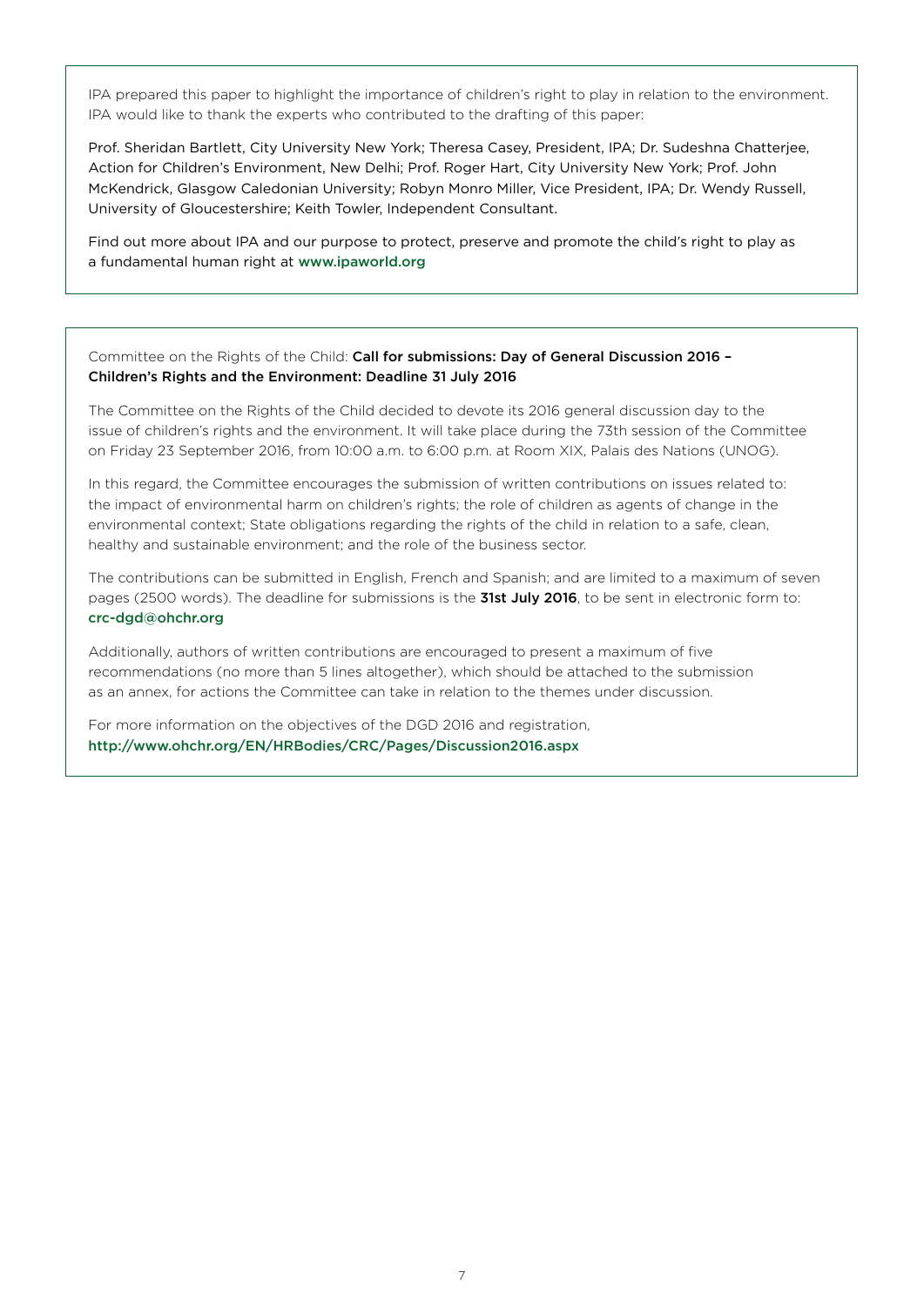IPA prepared this paper to highlight the importance of children's right to play in relation to the environment. IPA would like to thank the experts who contributed to the drafting of this paper:

Prof. Sheridan Bartlett, City University New York; Theresa Casey, President, IPA; Dr. Sudeshna Chatterjee, Action for Children's Environment, New Delhi; Prof. Roger Hart, City University New York; Prof. John McKendrick, Glasgow Caledonian University; Robyn Monro Miller, Vice President, IPA; Dr. Wendy Russell, University of Gloucestershire; Keith Towler, Independent Consultant.

Find out more about IPA and our purpose to protect, preserve and promote the child's right to play as a fundamental human right at www.ipaworld.org

Committee on the Rights of the Child: **Call for submissions: Day of General Discussion 2016 – Children's Rights and the Environment: Deadline 31 July 2016**

The Committee on the Rights of the Child decided to devote its 2016 general discussion day to the issue of children's rights and the environment. It will take place during the 73th session of the Committee on Friday 23 September 2016, from 10:00 a.m. to 6:00 p.m. at Room XIX, Palais des Nations (UNOG).

In this regard, the Committee encourages the submission of written contributions on issues related to: the impact of environmental harm on children's rights; the role of children as agents of change in the environmental context; State obligations regarding the rights of the child in relation to a safe, clean, healthy and sustainable environment; and the role of the business sector.

The contributions can be submitted in English, French and Spanish; and are limited to a maximum of seven pages (2500 words). The deadline for submissions is the **31st July 2016**, to be sent in electronic form to: crc-dgd@ohchr.org

Additionally, authors of written contributions are encouraged to present a maximum of five recommendations (no more than 5 lines altogether), which should be attached to the submission as an annex, for actions the Committee can take in relation to the themes under discussion.

For more information on the objectives of the DGD 2016 and registration, http://www.ohchr.org/EN/HRBodies/CRC/Pages/Discussion2016.aspx